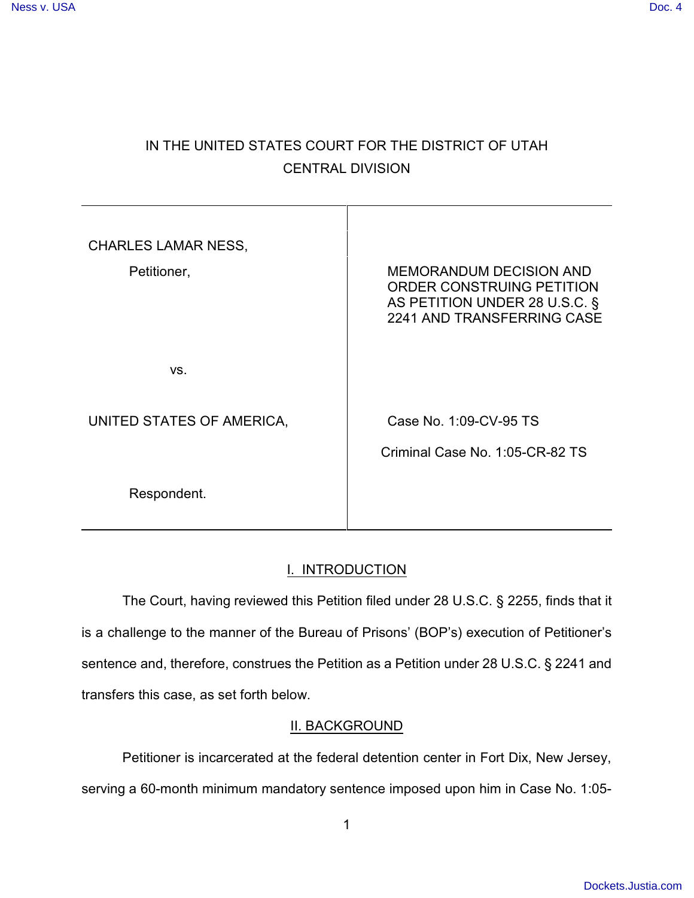IN THE UNITED STATES COURT FOR THE DISTRICT OF UTAH
CENTRAL DIVISION

| | |
|---|---|
| CHARLES LAMAR NESS, Petitioner, | MEMORANDUM DECISION AND ORDER CONSTRUING PETITION AS PETITION UNDER 28 U.S.C. § 2241 AND TRANSFERRING CASE |
| vs. | |
| UNITED STATES OF AMERICA, | Case No. 1:09-CV-95 TS |
| | Criminal Case No. 1:05-CR-82 TS |
| Respondent. | |

## I. INTRODUCTION

The Court, having reviewed this Petition filed under 28 U.S.C. § 2255, finds that it is a challenge to the manner of the Bureau of Prisons' (BOP's) execution of Petitioner's sentence and, therefore, construes the Petition as a Petition under 28 U.S.C. § 2241 and transfers this case, as set forth below.

## II. BACKGROUND

Petitioner is incarcerated at the federal detention center in Fort Dix, New Jersey, serving a 60-month minimum mandatory sentence imposed upon him in Case No. 1:05-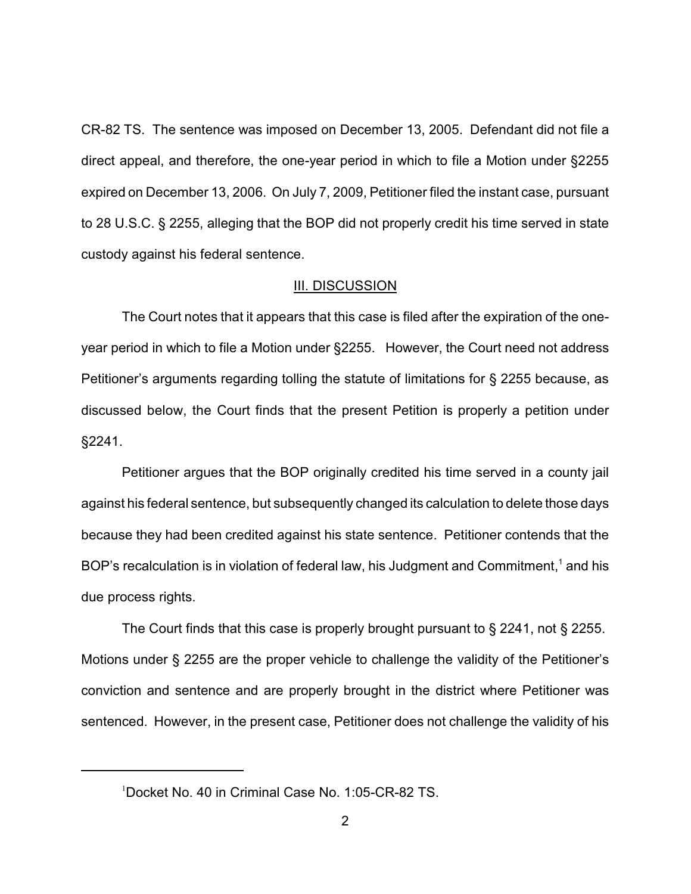CR-82 TS. The sentence was imposed on December 13, 2005. Defendant did not file a direct appeal, and therefore, the one-year period in which to file a Motion under §2255 expired on December 13, 2006. On July 7, 2009, Petitioner filed the instant case, pursuant to 28 U.S.C. § 2255, alleging that the BOP did not properly credit his time served in state custody against his federal sentence.

## III. DISCUSSION

The Court notes that it appears that this case is filed after the expiration of the one-year period in which to file a Motion under §2255. However, the Court need not address Petitioner's arguments regarding tolling the statute of limitations for § 2255 because, as discussed below, the Court finds that the present Petition is properly a petition under §2241.

Petitioner argues that the BOP originally credited his time served in a county jail against his federal sentence, but subsequently changed its calculation to delete those days because they had been credited against his state sentence. Petitioner contends that the BOP's recalculation is in violation of federal law, his Judgment and Commitment,[1] and his due process rights.

The Court finds that this case is properly brought pursuant to § 2241, not § 2255. Motions under § 2255 are the proper vehicle to challenge the validity of the Petitioner's conviction and sentence and are properly brought in the district where Petitioner was sentenced. However, in the present case, Petitioner does not challenge the validity of his

[1] Docket No. 40 in Criminal Case No. 1:05-CR-82 TS.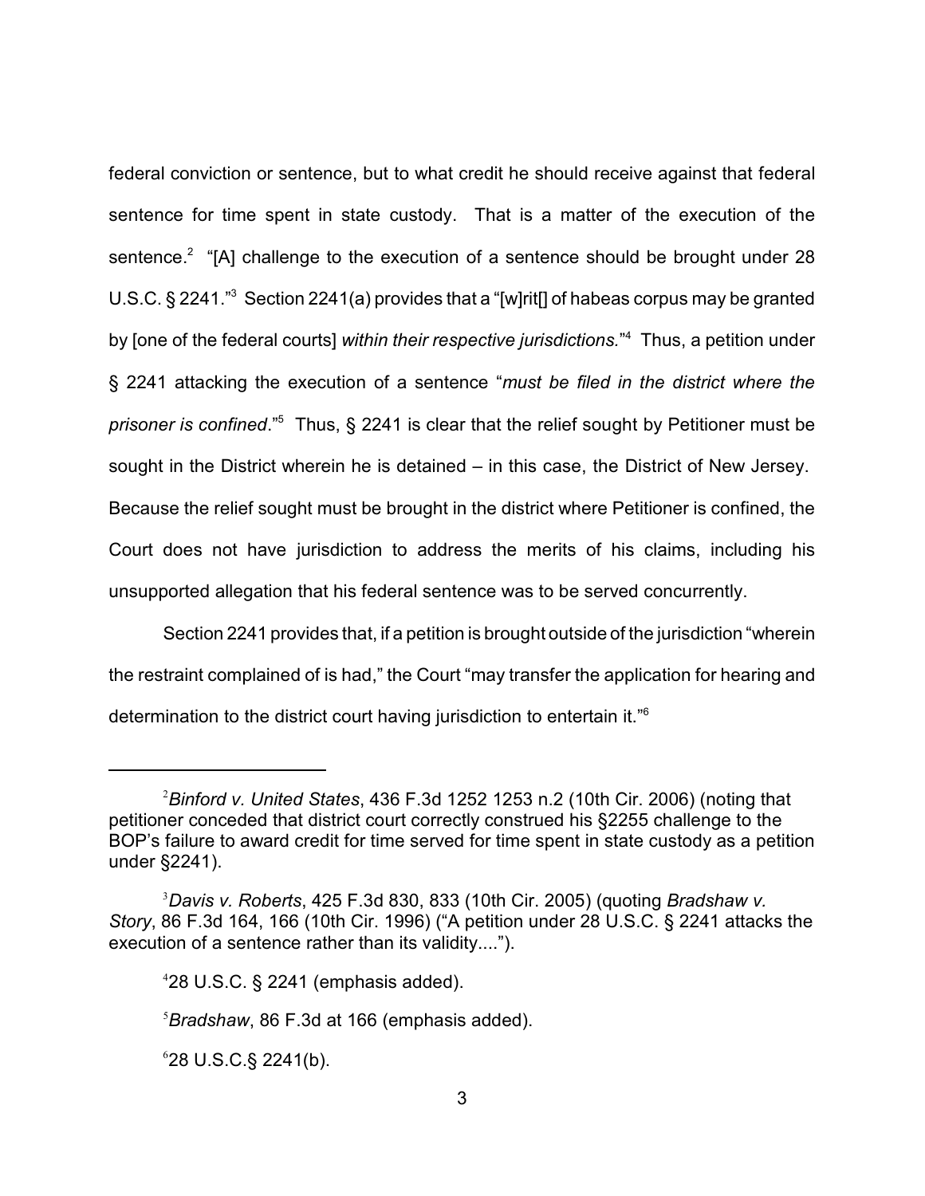federal conviction or sentence, but to what credit he should receive against that federal sentence for time spent in state custody. That is a matter of the execution of the sentence.[2] "[A] challenge to the execution of a sentence should be brought under 28 U.S.C. § 2241."[3] Section 2241(a) provides that a "[w]rit[] of habeas corpus may be granted by [one of the federal courts] *within their respective jurisdictions.*"[4] Thus, a petition under § 2241 attacking the execution of a sentence "*must be filed in the district where the prisoner is confined*."[5] Thus, § 2241 is clear that the relief sought by Petitioner must be sought in the District wherein he is detained – in this case, the District of New Jersey. Because the relief sought must be brought in the district where Petitioner is confined, the Court does not have jurisdiction to address the merits of his claims, including his unsupported allegation that his federal sentence was to be served concurrently.

Section 2241 provides that, if a petition is brought outside of the jurisdiction "wherein the restraint complained of is had," the Court "may transfer the application for hearing and determination to the district court having jurisdiction to entertain it."[6]

---

[2] *Binford v. United States*, 436 F.3d 1252 1253 n.2 (10th Cir. 2006) (noting that petitioner conceded that district court correctly construed his §2255 challenge to the BOP's failure to award credit for time served for time spent in state custody as a petition under §2241).

[3] *Davis v. Roberts*, 425 F.3d 830, 833 (10th Cir. 2005) (quoting *Bradshaw v. Story*, 86 F.3d 164, 166 (10th Cir. 1996) ("A petition under 28 U.S.C. § 2241 attacks the execution of a sentence rather than its validity....").

[4] 28 U.S.C. § 2241 (emphasis added).

[5] *Bradshaw*, 86 F.3d at 166 (emphasis added).

[6] 28 U.S.C.§ 2241(b).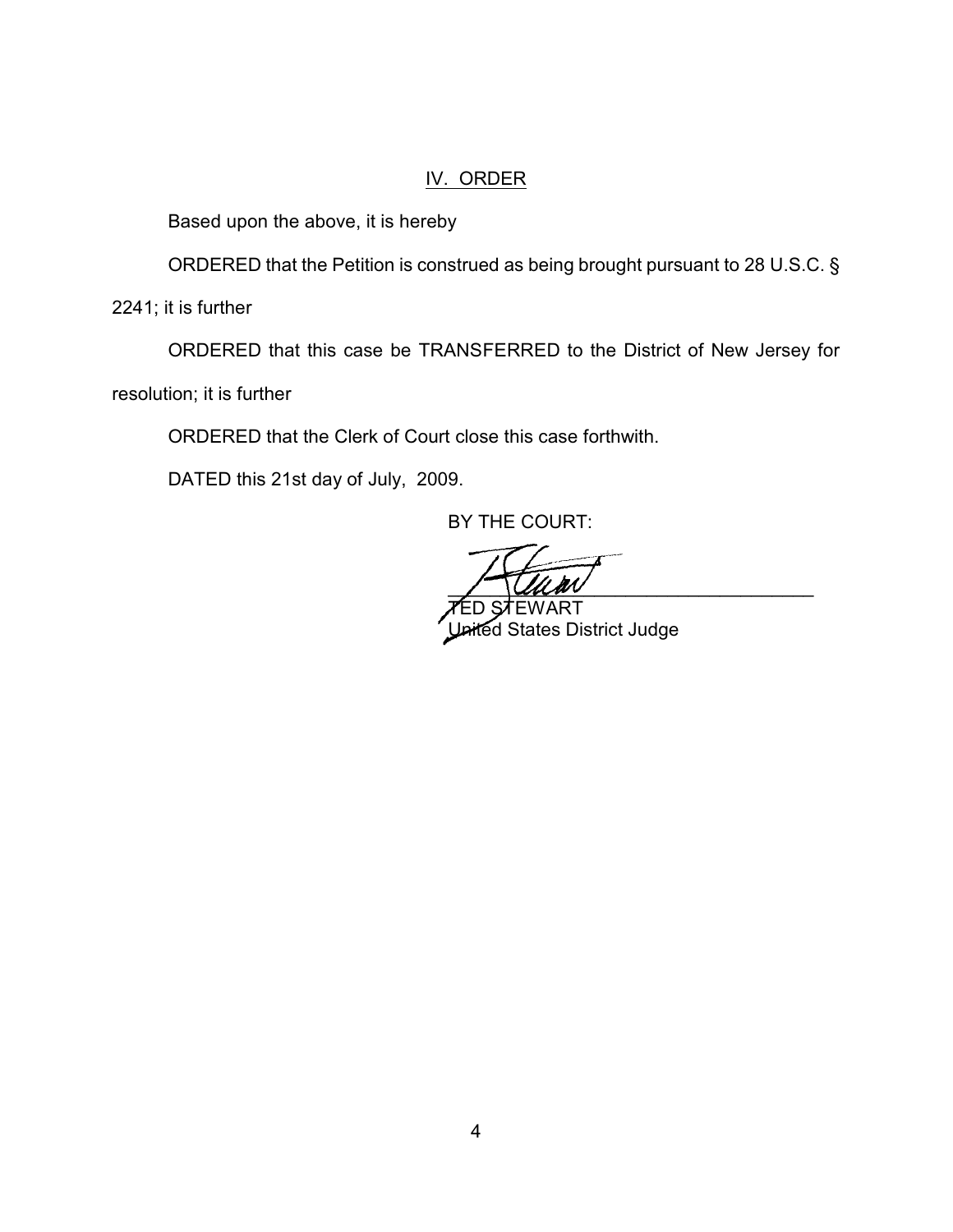## IV. ORDER

Based upon the above, it is hereby

ORDERED that the Petition is construed as being brought pursuant to 28 U.S.C. § 2241; it is further

ORDERED that this case be TRANSFERRED to the District of New Jersey for resolution; it is further

ORDERED that the Clerk of Court close this case forthwith.

DATED this 21st day of July, 2009.

BY THE COURT:

TED STEWART
United States District Judge